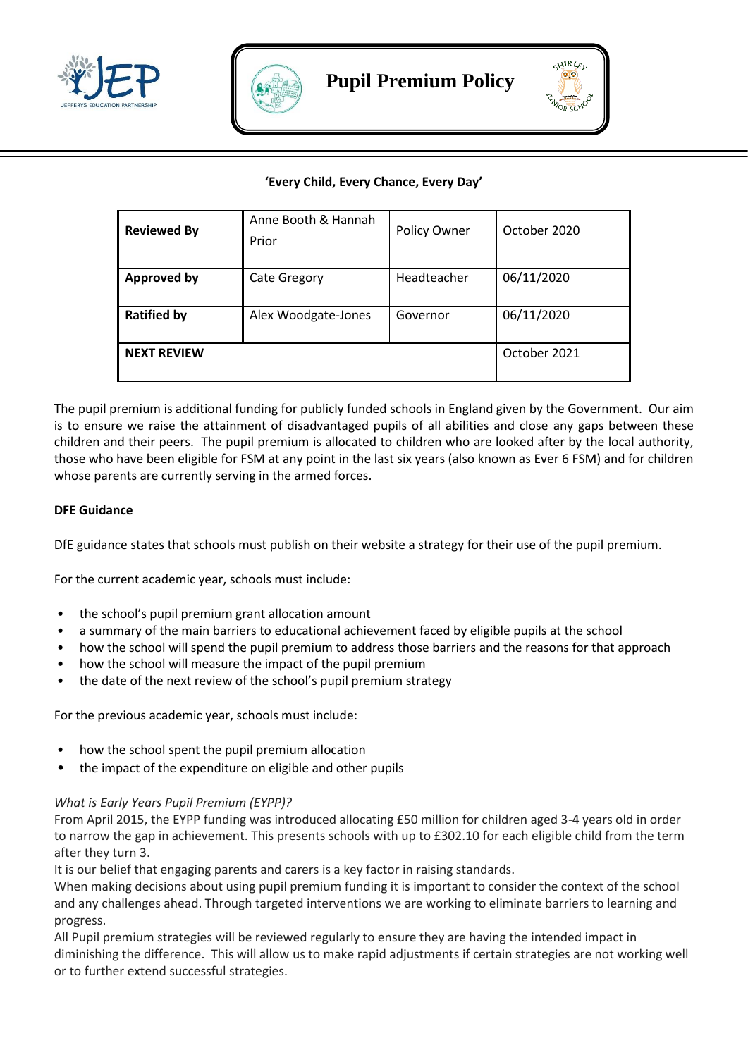# Pupil Premium Policy

**'Every Child, Every Chance, Every Day'**

| **Reviewed By** | Anne Booth & Hannah Prior | Policy Owner | October 2020 |
|---|---|---|---|
| **Approved by** | Cate Gregory | Headteacher | 06/11/2020 |
| **Ratified by** | Alex Woodgate-Jones | Governor | 06/11/2020 |
| **NEXT REVIEW** | | | October 2021 |

The pupil premium is additional funding for publicly funded schools in England given by the Government. Our aim is to ensure we raise the attainment of disadvantaged pupils of all abilities and close any gaps between these children and their peers. The pupil premium is allocated to children who are looked after by the local authority, those who have been eligible for FSM at any point in the last six years (also known as Ever 6 FSM) and for children whose parents are currently serving in the armed forces.

**DFE Guidance**

DfE guidance states that schools must publish on their website a strategy for their use of the pupil premium.

For the current academic year, schools must include:

- the school's pupil premium grant allocation amount
- a summary of the main barriers to educational achievement faced by eligible pupils at the school
- how the school will spend the pupil premium to address those barriers and the reasons for that approach
- how the school will measure the impact of the pupil premium
- the date of the next review of the school's pupil premium strategy

For the previous academic year, schools must include:

- how the school spent the pupil premium allocation
- the impact of the expenditure on eligible and other pupils

*What is Early Years Pupil Premium (EYPP)?*
From April 2015, the EYPP funding was introduced allocating £50 million for children aged 3-4 years old in order to narrow the gap in achievement. This presents schools with up to £302.10 for each eligible child from the term after they turn 3.
It is our belief that engaging parents and carers is a key factor in raising standards.
When making decisions about using pupil premium funding it is important to consider the context of the school and any challenges ahead. Through targeted interventions we are working to eliminate barriers to learning and progress.
All Pupil premium strategies will be reviewed regularly to ensure they are having the intended impact in diminishing the difference. This will allow us to make rapid adjustments if certain strategies are not working well or to further extend successful strategies.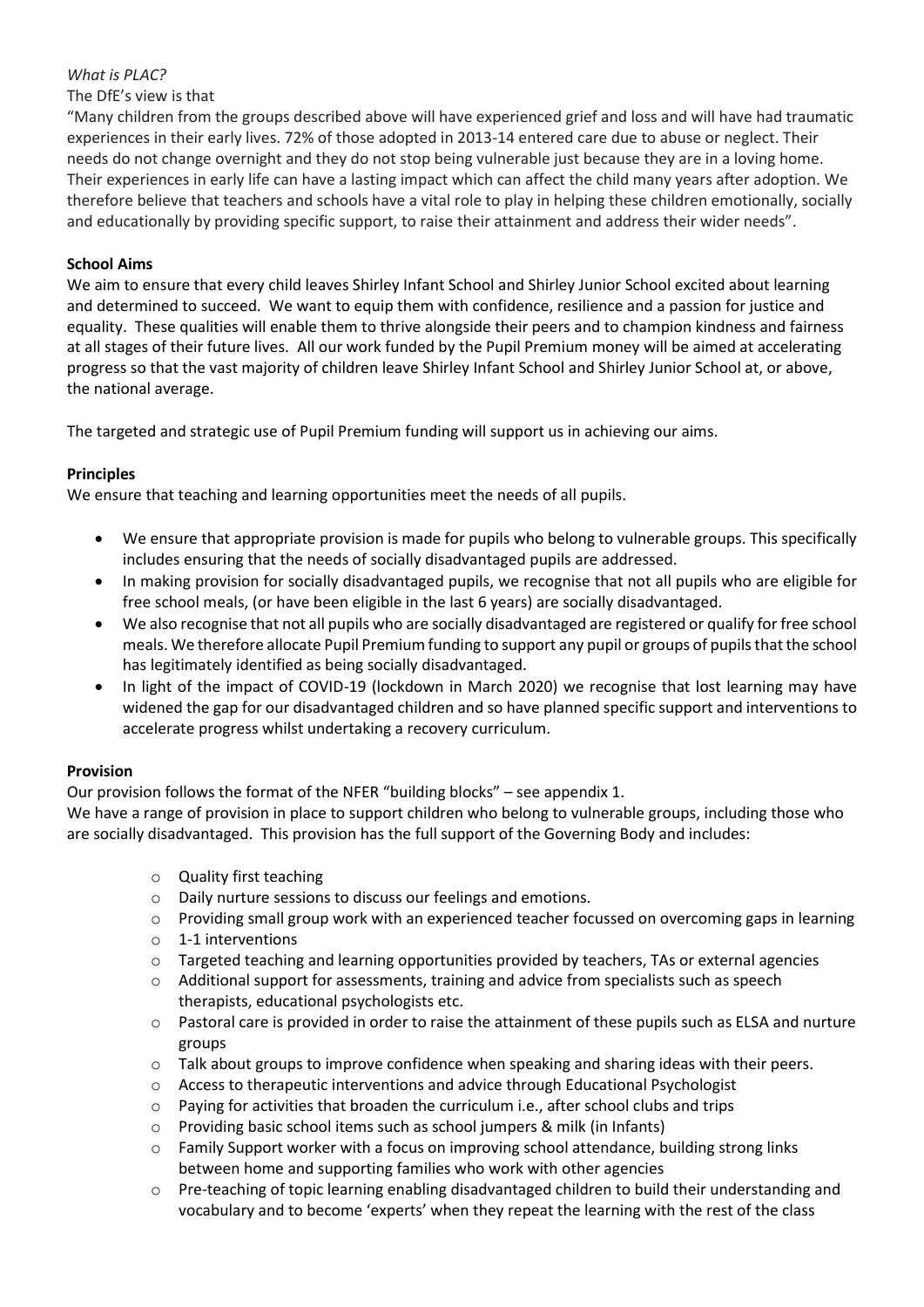*What is PLAC?*

The DfE's view is that

"Many children from the groups described above will have experienced grief and loss and will have had traumatic experiences in their early lives. 72% of those adopted in 2013-14 entered care due to abuse or neglect. Their needs do not change overnight and they do not stop being vulnerable just because they are in a loving home. Their experiences in early life can have a lasting impact which can affect the child many years after adoption. We therefore believe that teachers and schools have a vital role to play in helping these children emotionally, socially and educationally by providing specific support, to raise their attainment and address their wider needs".

**School Aims**

We aim to ensure that every child leaves Shirley Infant School and Shirley Junior School excited about learning and determined to succeed. We want to equip them with confidence, resilience and a passion for justice and equality. These qualities will enable them to thrive alongside their peers and to champion kindness and fairness at all stages of their future lives. All our work funded by the Pupil Premium money will be aimed at accelerating progress so that the vast majority of children leave Shirley Infant School and Shirley Junior School at, or above, the national average.

The targeted and strategic use of Pupil Premium funding will support us in achieving our aims.

**Principles**

We ensure that teaching and learning opportunities meet the needs of all pupils.

- We ensure that appropriate provision is made for pupils who belong to vulnerable groups. This specifically includes ensuring that the needs of socially disadvantaged pupils are addressed.
- In making provision for socially disadvantaged pupils, we recognise that not all pupils who are eligible for free school meals, (or have been eligible in the last 6 years) are socially disadvantaged.
- We also recognise that not all pupils who are socially disadvantaged are registered or qualify for free school meals. We therefore allocate Pupil Premium funding to support any pupil or groups of pupils that the school has legitimately identified as being socially disadvantaged.
- In light of the impact of COVID-19 (lockdown in March 2020) we recognise that lost learning may have widened the gap for our disadvantaged children and so have planned specific support and interventions to accelerate progress whilst undertaking a recovery curriculum.

**Provision**

Our provision follows the format of the NFER "building blocks" – see appendix 1.

We have a range of provision in place to support children who belong to vulnerable groups, including those who are socially disadvantaged. This provision has the full support of the Governing Body and includes:

- Quality first teaching
- Daily nurture sessions to discuss our feelings and emotions.
- Providing small group work with an experienced teacher focussed on overcoming gaps in learning
- 1-1 interventions
- Targeted teaching and learning opportunities provided by teachers, TAs or external agencies
- Additional support for assessments, training and advice from specialists such as speech therapists, educational psychologists etc.
- Pastoral care is provided in order to raise the attainment of these pupils such as ELSA and nurture groups
- Talk about groups to improve confidence when speaking and sharing ideas with their peers.
- Access to therapeutic interventions and advice through Educational Psychologist
- Paying for activities that broaden the curriculum i.e., after school clubs and trips
- Providing basic school items such as school jumpers & milk (in Infants)
- Family Support worker with a focus on improving school attendance, building strong links between home and supporting families who work with other agencies
- Pre-teaching of topic learning enabling disadvantaged children to build their understanding and vocabulary and to become 'experts' when they repeat the learning with the rest of the class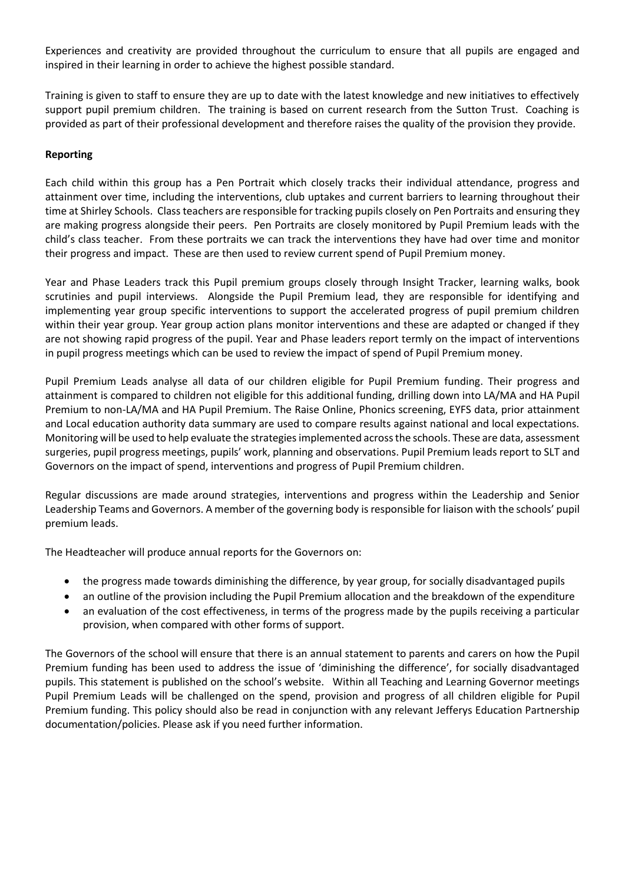Experiences and creativity are provided throughout the curriculum to ensure that all pupils are engaged and inspired in their learning in order to achieve the highest possible standard.

Training is given to staff to ensure they are up to date with the latest knowledge and new initiatives to effectively support pupil premium children. The training is based on current research from the Sutton Trust. Coaching is provided as part of their professional development and therefore raises the quality of the provision they provide.

**Reporting**

Each child within this group has a Pen Portrait which closely tracks their individual attendance, progress and attainment over time, including the interventions, club uptakes and current barriers to learning throughout their time at Shirley Schools. Class teachers are responsible for tracking pupils closely on Pen Portraits and ensuring they are making progress alongside their peers. Pen Portraits are closely monitored by Pupil Premium leads with the child's class teacher. From these portraits we can track the interventions they have had over time and monitor their progress and impact. These are then used to review current spend of Pupil Premium money.

Year and Phase Leaders track this Pupil premium groups closely through Insight Tracker, learning walks, book scrutinies and pupil interviews. Alongside the Pupil Premium lead, they are responsible for identifying and implementing year group specific interventions to support the accelerated progress of pupil premium children within their year group. Year group action plans monitor interventions and these are adapted or changed if they are not showing rapid progress of the pupil. Year and Phase leaders report termly on the impact of interventions in pupil progress meetings which can be used to review the impact of spend of Pupil Premium money.

Pupil Premium Leads analyse all data of our children eligible for Pupil Premium funding. Their progress and attainment is compared to children not eligible for this additional funding, drilling down into LA/MA and HA Pupil Premium to non-LA/MA and HA Pupil Premium. The Raise Online, Phonics screening, EYFS data, prior attainment and Local education authority data summary are used to compare results against national and local expectations. Monitoring will be used to help evaluate the strategies implemented across the schools. These are data, assessment surgeries, pupil progress meetings, pupils' work, planning and observations. Pupil Premium leads report to SLT and Governors on the impact of spend, interventions and progress of Pupil Premium children.

Regular discussions are made around strategies, interventions and progress within the Leadership and Senior Leadership Teams and Governors. A member of the governing body is responsible for liaison with the schools' pupil premium leads.

The Headteacher will produce annual reports for the Governors on:

- the progress made towards diminishing the difference, by year group, for socially disadvantaged pupils
- an outline of the provision including the Pupil Premium allocation and the breakdown of the expenditure
- an evaluation of the cost effectiveness, in terms of the progress made by the pupils receiving a particular provision, when compared with other forms of support.

The Governors of the school will ensure that there is an annual statement to parents and carers on how the Pupil Premium funding has been used to address the issue of 'diminishing the difference', for socially disadvantaged pupils. This statement is published on the school's website. Within all Teaching and Learning Governor meetings Pupil Premium Leads will be challenged on the spend, provision and progress of all children eligible for Pupil Premium funding. This policy should also be read in conjunction with any relevant Jefferys Education Partnership documentation/policies. Please ask if you need further information.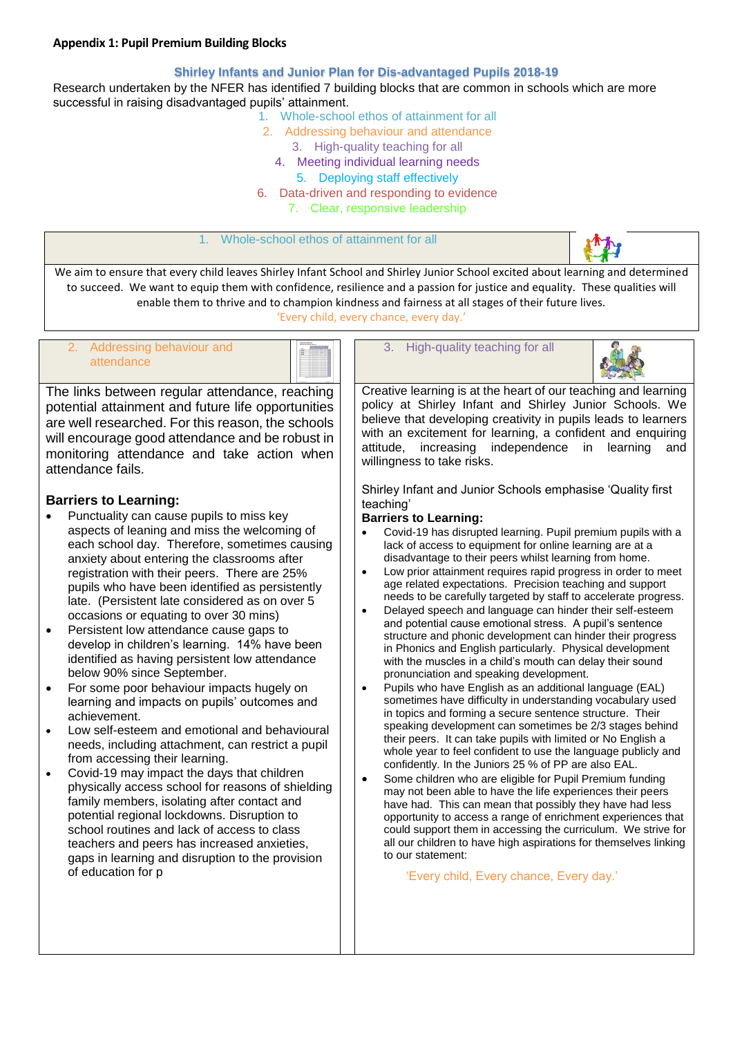**Appendix 1: Pupil Premium Building Blocks**

## Shirley Infants and Junior Plan for Dis-advantaged Pupils 2018-19

Research undertaken by the NFER has identified 7 building blocks that are common in schools which are more successful in raising disadvantaged pupils' attainment.

1. Whole-school ethos of attainment for all
2. Addressing behaviour and attendance
3. High-quality teaching for all
4. Meeting individual learning needs
5. Deploying staff effectively
6. Data-driven and responding to evidence
7. Clear, responsive leadership

### 1. Whole-school ethos of attainment for all

We aim to ensure that every child leaves Shirley Infant School and Shirley Junior School excited about learning and determined to succeed. We want to equip them with confidence, resilience and a passion for justice and equality. These qualities will enable them to thrive and to champion kindness and fairness at all stages of their future lives.

'Every child, every chance, every day.'

### 2. Addressing behaviour and attendance

The links between regular attendance, reaching potential attainment and future life opportunities are well researched. For this reason, the schools will encourage good attendance and be robust in monitoring attendance and take action when attendance fails.

**Barriers to Learning:**

- Punctuality can cause pupils to miss key aspects of leaning and miss the welcoming of each school day. Therefore, sometimes causing anxiety about entering the classrooms after registration with their peers. There are 25% pupils who have been identified as persistently late. (Persistent late considered as on over 5 occasions or equating to over 30 mins)
- Persistent low attendance cause gaps to develop in children's learning. 14% have been identified as having persistent low attendance below 90% since September.
- For some poor behaviour impacts hugely on learning and impacts on pupils' outcomes and achievement.
- Low self-esteem and emotional and behavioural needs, including attachment, can restrict a pupil from accessing their learning.
- Covid-19 may impact the days that children physically access school for reasons of shielding family members, isolating after contact and potential regional lockdowns. Disruption to school routines and lack of access to class teachers and peers has increased anxieties, gaps in learning and disruption to the provision of education for p

### 3. High-quality teaching for all

Creative learning is at the heart of our teaching and learning policy at Shirley Infant and Shirley Junior Schools. We believe that developing creativity in pupils leads to learners with an excitement for learning, a confident and enquiring attitude, increasing independence in learning and willingness to take risks.

Shirley Infant and Junior Schools emphasise 'Quality first teaching'

**Barriers to Learning:**

- Covid-19 has disrupted learning. Pupil premium pupils with a lack of access to equipment for online learning are at a disadvantage to their peers whilst learning from home.
- Low prior attainment requires rapid progress in order to meet age related expectations. Precision teaching and support needs to be carefully targeted by staff to accelerate progress.
- Delayed speech and language can hinder their self-esteem and potential cause emotional stress. A pupil's sentence structure and phonic development can hinder their progress in Phonics and English particularly. Physical development with the muscles in a child's mouth can delay their sound pronunciation and speaking development.
- Pupils who have English as an additional language (EAL) sometimes have difficulty in understanding vocabulary used in topics and forming a secure sentence structure. Their speaking development can sometimes be 2/3 stages behind their peers. It can take pupils with limited or No English a whole year to feel confident to use the language publicly and confidently. In the Juniors 25 % of PP are also EAL.
- Some children who are eligible for Pupil Premium funding may not been able to have the life experiences their peers have had. This can mean that possibly they have had less opportunity to access a range of enrichment experiences that could support them in accessing the curriculum. We strive for all our children to have high aspirations for themselves linking to our statement:

'Every child, Every chance, Every day.'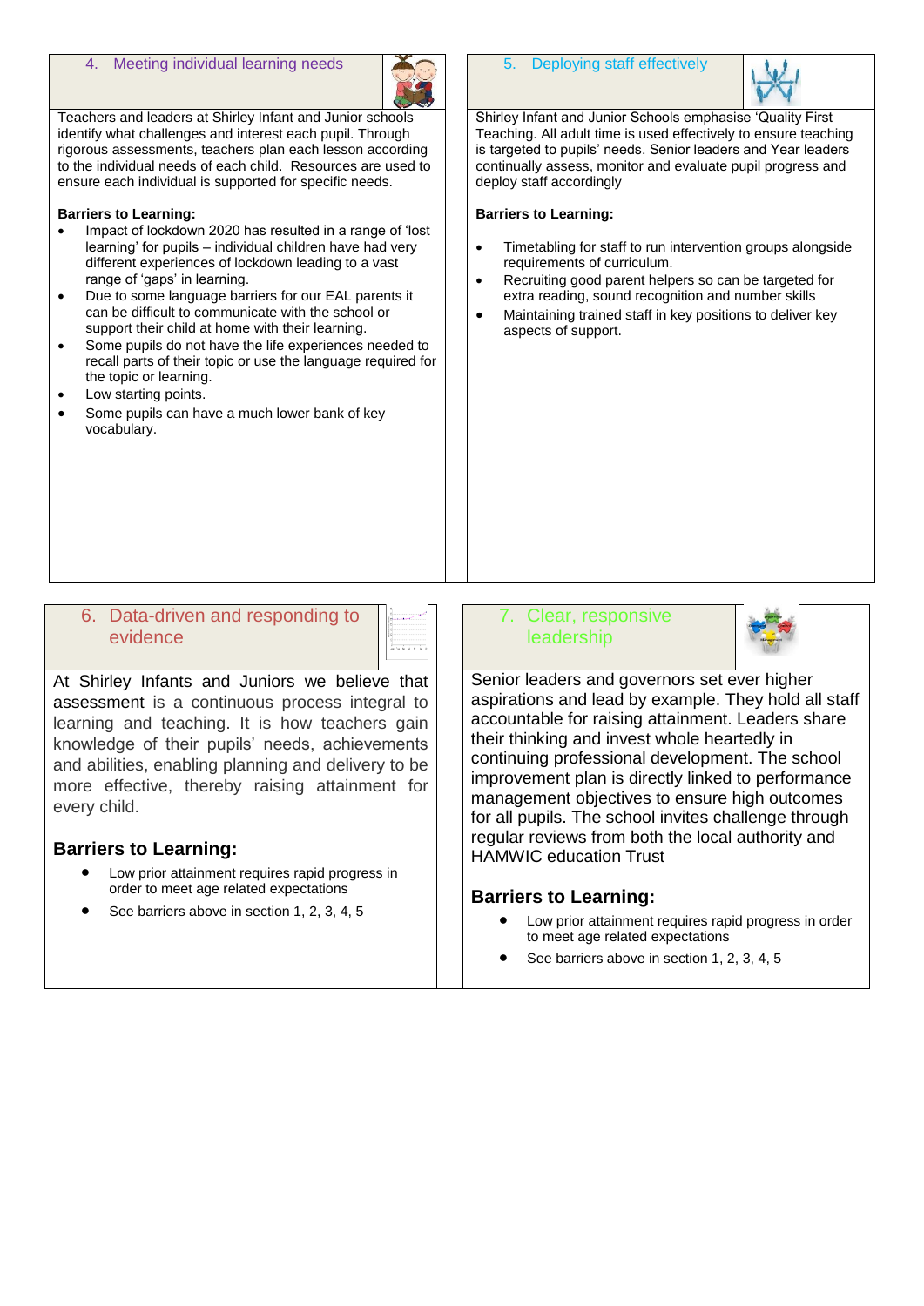## 4. Meeting individual learning needs

Teachers and leaders at Shirley Infant and Junior schools identify what challenges and interest each pupil. Through rigorous assessments, teachers plan each lesson according to the individual needs of each child. Resources are used to ensure each individual is supported for specific needs.

**Barriers to Learning:**

- Impact of lockdown 2020 has resulted in a range of 'lost learning' for pupils – individual children have had very different experiences of lockdown leading to a vast range of 'gaps' in learning.
- Due to some language barriers for our EAL parents it can be difficult to communicate with the school or support their child at home with their learning.
- Some pupils do not have the life experiences needed to recall parts of their topic or use the language required for the topic or learning.
- Low starting points.
- Some pupils can have a much lower bank of key vocabulary.

## 5. Deploying staff effectively

Shirley Infant and Junior Schools emphasise 'Quality First Teaching. All adult time is used effectively to ensure teaching is targeted to pupils' needs. Senior leaders and Year leaders continually assess, monitor and evaluate pupil progress and deploy staff accordingly

**Barriers to Learning:**

- Timetabling for staff to run intervention groups alongside requirements of curriculum.
- Recruiting good parent helpers so can be targeted for extra reading, sound recognition and number skills
- Maintaining trained staff in key positions to deliver key aspects of support.

## 6. Data-driven and responding to evidence

At Shirley Infants and Juniors we believe that assessment is a continuous process integral to learning and teaching. It is how teachers gain knowledge of their pupils' needs, achievements and abilities, enabling planning and delivery to be more effective, thereby raising attainment for every child.

**Barriers to Learning:**

- Low prior attainment requires rapid progress in order to meet age related expectations
- See barriers above in section 1, 2, 3, 4, 5

## 7. Clear, responsive leadership

Senior leaders and governors set ever higher aspirations and lead by example. They hold all staff accountable for raising attainment. Leaders share their thinking and invest whole heartedly in continuing professional development. The school improvement plan is directly linked to performance management objectives to ensure high outcomes for all pupils. The school invites challenge through regular reviews from both the local authority and HAMWIC education Trust

**Barriers to Learning:**

- Low prior attainment requires rapid progress in order to meet age related expectations
- See barriers above in section 1, 2, 3, 4, 5